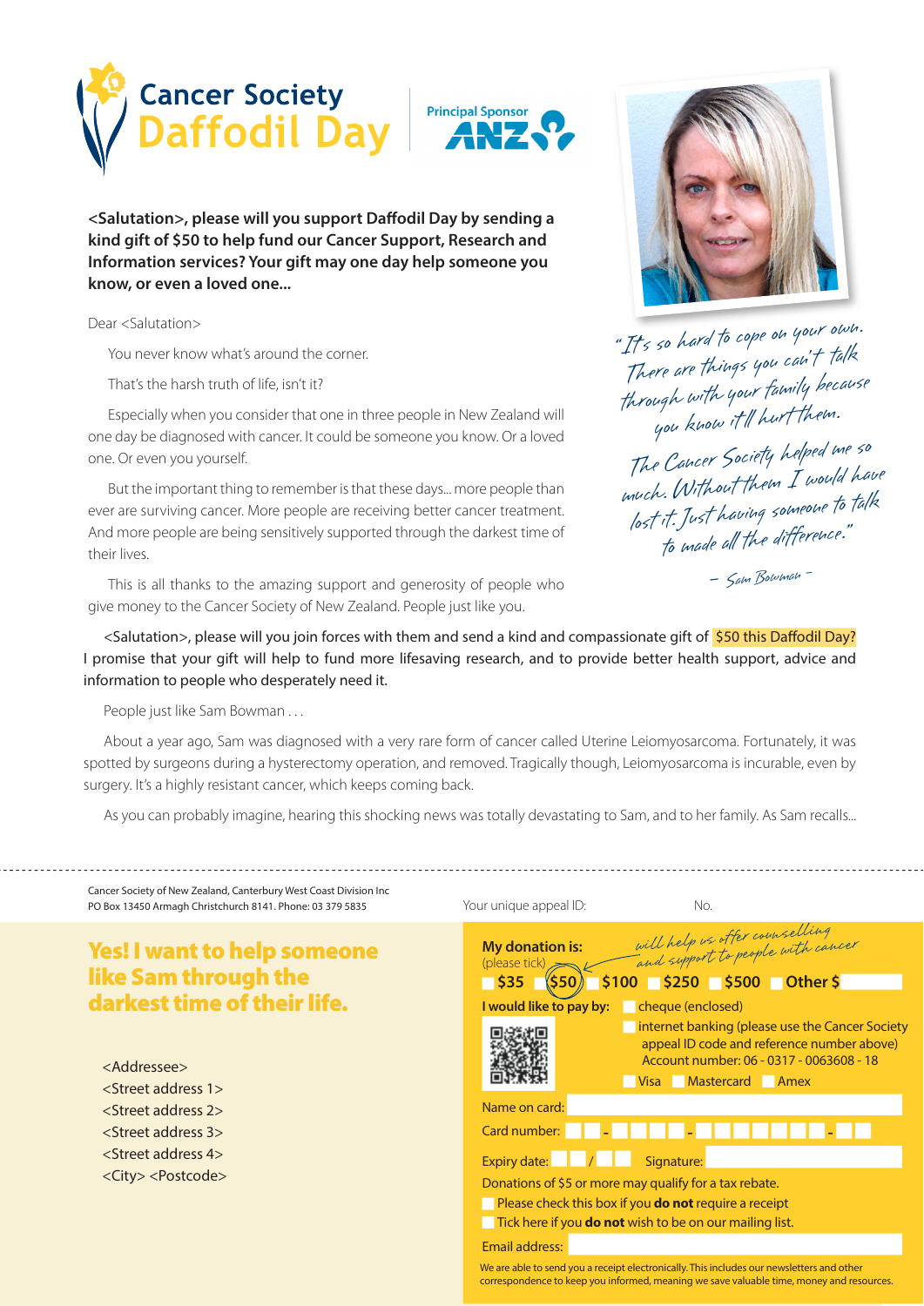Cancer Society
Daffodil Day

Principal Sponsor ANZ

**<Salutation>, please will you support Daffodil Day by sending a kind gift of $50 to help fund our Cancer Support, Research and Information services? Your gift may one day help someone you know, or even a loved one...**

Dear <Salutation>

You never know what's around the corner.

That's the harsh truth of life, isn't it?

Especially when you consider that one in three people in New Zealand will one day be diagnosed with cancer. It could be someone you know. Or a loved one. Or even you yourself.

But the important thing to remember is that these days... more people than ever are surviving cancer. More people are receiving better cancer treatment. And more people are being sensitively supported through the darkest time of their lives.

This is all thanks to the amazing support and generosity of people who give money to the Cancer Society of New Zealand. People just like you.

*"It's so hard to cope on your own. There are things you can't talk through with your family because you know it'll hurt them. The Cancer Society helped me so much. Without them I would have lost it. Just having someone to talk to made all the difference."*

*– Sam Bowman –*

<Salutation>, please will you join forces with them and send a kind and compassionate gift of $50 this Daffodil Day? I promise that your gift will help to fund more lifesaving research, and to provide better health support, advice and information to people who desperately need it.

People just like Sam Bowman . . .

About a year ago, Sam was diagnosed with a very rare form of cancer called Uterine Leiomyosarcoma. Fortunately, it was spotted by surgeons during a hysterectomy operation, and removed. Tragically though, Leiomyosarcoma is incurable, even by surgery. It's a highly resistant cancer, which keeps coming back.

As you can probably imagine, hearing this shocking news was totally devastating to Sam, and to her family. As Sam recalls...

---

Cancer Society of New Zealand, Canterbury West Coast Division Inc
PO Box 13450 Armagh Christchurch 8141. Phone: 03 379 5835

Your unique appeal ID: No.

## Yes! I want to help someone like Sam through the darkest time of their life.

<Addressee>
<Street address 1>
<Street address 2>
<Street address 3>
<Street address 4>
<City> <Postcode>

**My donation is:** (please tick)

*will help us offer counselling and support to people with cancer*

**$35** **$50** **$100** **$250** **$500** **Other $**

**I would like to pay by:**
- cheque (enclosed)
- internet banking (please use the Cancer Society appeal ID code and reference number above) Account number: 06 - 0317 - 0063608 - 18
- Visa
- Mastercard
- Amex

Name on card:

Card number:

Expiry date: / Signature:

Donations of $5 or more may qualify for a tax rebate.

- Please check this box if you **do not** require a receipt
- Tick here if you **do not** wish to be on our mailing list.

Email address:

We are able to send you a receipt electronically. This includes our newsletters and other correspondence to keep you informed, meaning we save valuable time, money and resources.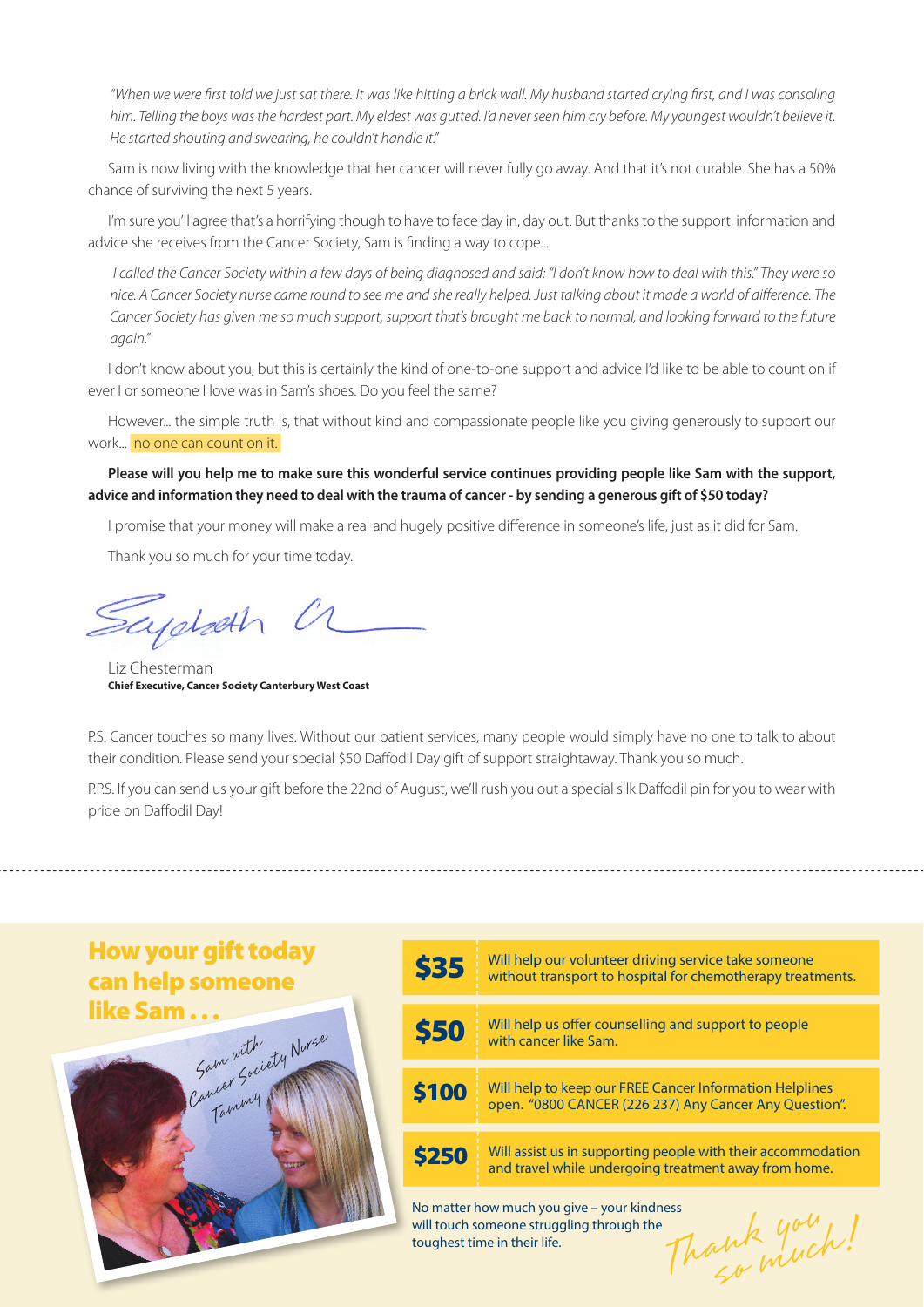*"When we were first told we just sat there. It was like hitting a brick wall. My husband started crying first, and I was consoling him. Telling the boys was the hardest part. My eldest was gutted. I'd never seen him cry before. My youngest wouldn't believe it. He started shouting and swearing, he couldn't handle it."*

Sam is now living with the knowledge that her cancer will never fully go away. And that it's not curable. She has a 50% chance of surviving the next 5 years.

I'm sure you'll agree that's a horrifying though to have to face day in, day out. But thanks to the support, information and advice she receives from the Cancer Society, Sam is finding a way to cope...

*I called the Cancer Society within a few days of being diagnosed and said: "I don't know how to deal with this." They were so nice. A Cancer Society nurse came round to see me and she really helped. Just talking about it made a world of difference. The Cancer Society has given me so much support, support that's brought me back to normal, and looking forward to the future again."*

I don't know about you, but this is certainly the kind of one-to-one support and advice I'd like to be able to count on if ever I or someone I love was in Sam's shoes. Do you feel the same?

However... the simple truth is, that without kind and compassionate people like you giving generously to support our work... no one can count on it.

**Please will you help me to make sure this wonderful service continues providing people like Sam with the support, advice and information they need to deal with the trauma of cancer - by sending a generous gift of $50 today?**

I promise that your money will make a real and hugely positive difference in someone's life, just as it did for Sam.

Thank you so much for your time today.

Liz Chesterman
**Chief Executive, Cancer Society Canterbury West Coast**

P.S. Cancer touches so many lives. Without our patient services, many people would simply have no one to talk to about their condition. Please send your special $50 Daffodil Day gift of support straightaway. Thank you so much.

P.P.S. If you can send us your gift before the 22nd of August, we'll rush you out a special silk Daffodil pin for you to wear with pride on Daffodil Day!

---

## How your gift today can help someone like Sam . . .

Sam with Cancer Society Nurse Tammy

| | |
|---|---|
| **$35** | Will help our volunteer driving service take someone without transport to hospital for chemotherapy treatments. |
| **$50** | Will help us offer counselling and support to people with cancer like Sam. |
| **$100** | Will help to keep our FREE Cancer Information Helplines open. "0800 CANCER (226 237) Any Cancer Any Question". |
| **$250** | Will assist us in supporting people with their accommodation and travel while undergoing treatment away from home. |

No matter how much you give – your kindness will touch someone struggling through the toughest time in their life.

*Thank you so much!*